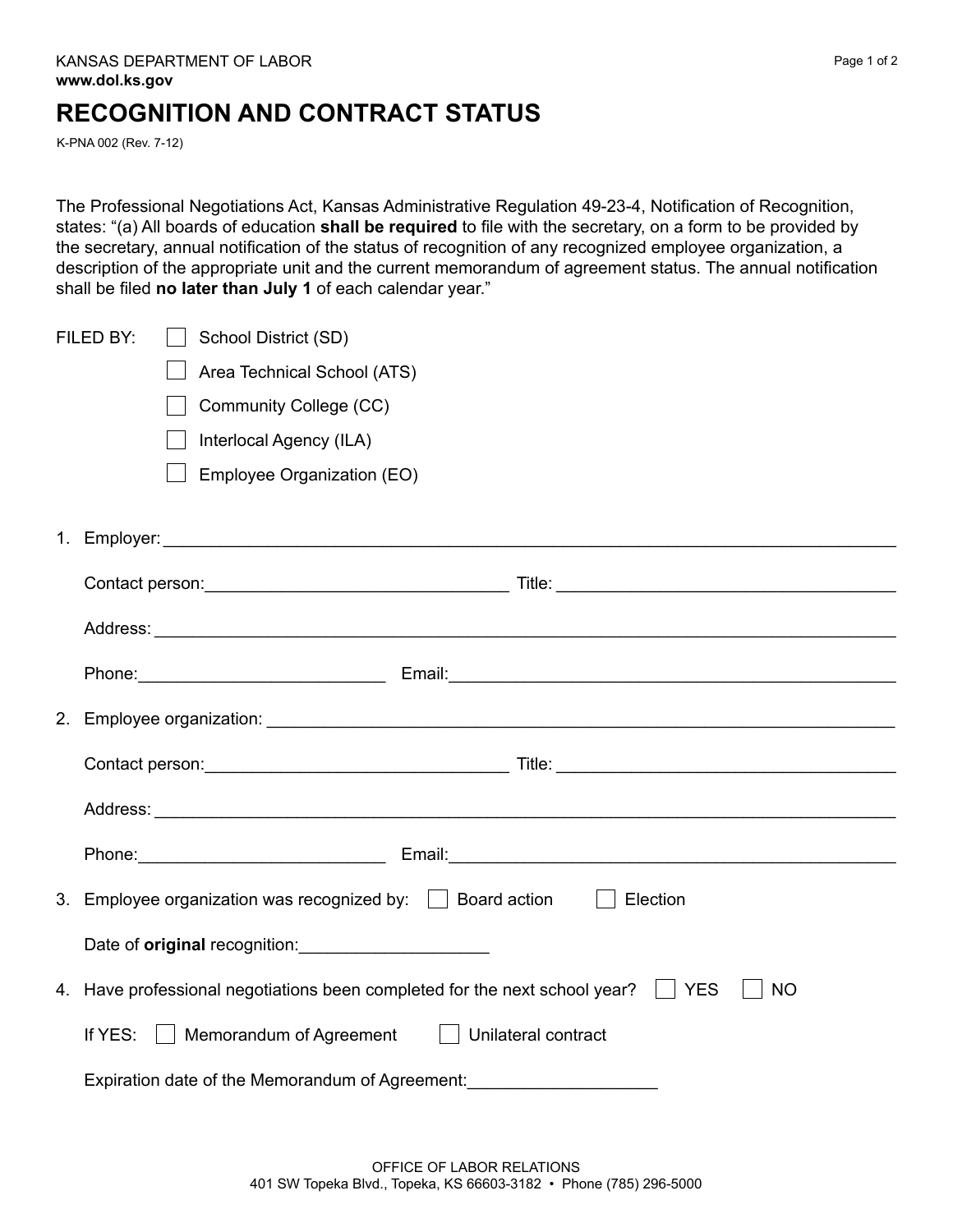KANSAS DEPARTMENT OF LABOR
**www.dol.ks.gov**

# RECOGNITION AND CONTRACT STATUS

K-PNA 002 (Rev. 7-12)

The Professional Negotiations Act, Kansas Administrative Regulation 49-23-4, Notification of Recognition, states: "(a) All boards of education **shall be required** to file with the secretary, on a form to be provided by the secretary, annual notification of the status of recognition of any recognized employee organization, a description of the appropriate unit and the current memorandum of agreement status. The annual notification shall be filed **no later than July 1** of each calendar year."

FILED BY:
- ☐ School District (SD)
- ☐ Area Technical School (ATS)
- ☐ Community College (CC)
- ☐ Interlocal Agency (ILA)
- ☐ Employee Organization (EO)

1. Employer: ____________________________________________

   Contact person: ______________________ Title: ______________________

   Address: ____________________________________________

   Phone: ____________________ Email: ______________________________

2. Employee organization: ____________________________________________

   Contact person: ______________________ Title: ______________________

   Address: ____________________________________________

   Phone: ____________________ Email: ______________________________

3. Employee organization was recognized by: ☐ Board action ☐ Election

   Date of **original** recognition: ____________________

4. Have professional negotiations been completed for the next school year? ☐ YES ☐ NO

   If YES: ☐ Memorandum of Agreement ☐ Unilateral contract

   Expiration date of the Memorandum of Agreement: ____________________

OFFICE OF LABOR RELATIONS
401 SW Topeka Blvd., Topeka, KS 66603-3182 • Phone (785) 296-5000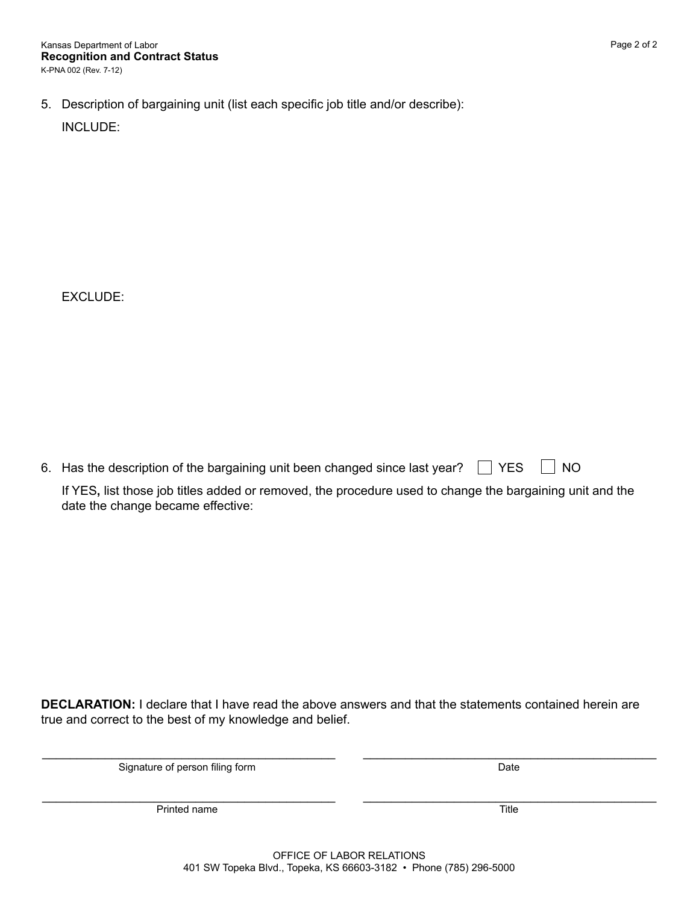5. Description of bargaining unit (list each specific job title and/or describe):

   INCLUDE:

   EXCLUDE:

6. Has the description of the bargaining unit been changed since last year? ☐ YES ☐ NO

   If YES**,** list those job titles added or removed, the procedure used to change the bargaining unit and the date the change became effective:

**DECLARATION:** I declare that I have read the above answers and that the statements contained herein are true and correct to the best of my knowledge and belief.

| | |
|---|---|
| \_\_\_\_\_\_\_\_\_\_\_\_\_\_\_\_\_\_\_\_\_\_\_\_\_\_\_\_\_\_ | \_\_\_\_\_\_\_\_\_\_\_\_\_\_\_\_\_\_\_\_\_\_\_\_\_\_\_\_\_\_ |
| Signature of person filing form | Date |
| \_\_\_\_\_\_\_\_\_\_\_\_\_\_\_\_\_\_\_\_\_\_\_\_\_\_\_\_\_\_ | \_\_\_\_\_\_\_\_\_\_\_\_\_\_\_\_\_\_\_\_\_\_\_\_\_\_\_\_\_\_ |
| Printed name | Title |

OFFICE OF LABOR RELATIONS
401 SW Topeka Blvd., Topeka, KS 66603-3182 • Phone (785) 296-5000